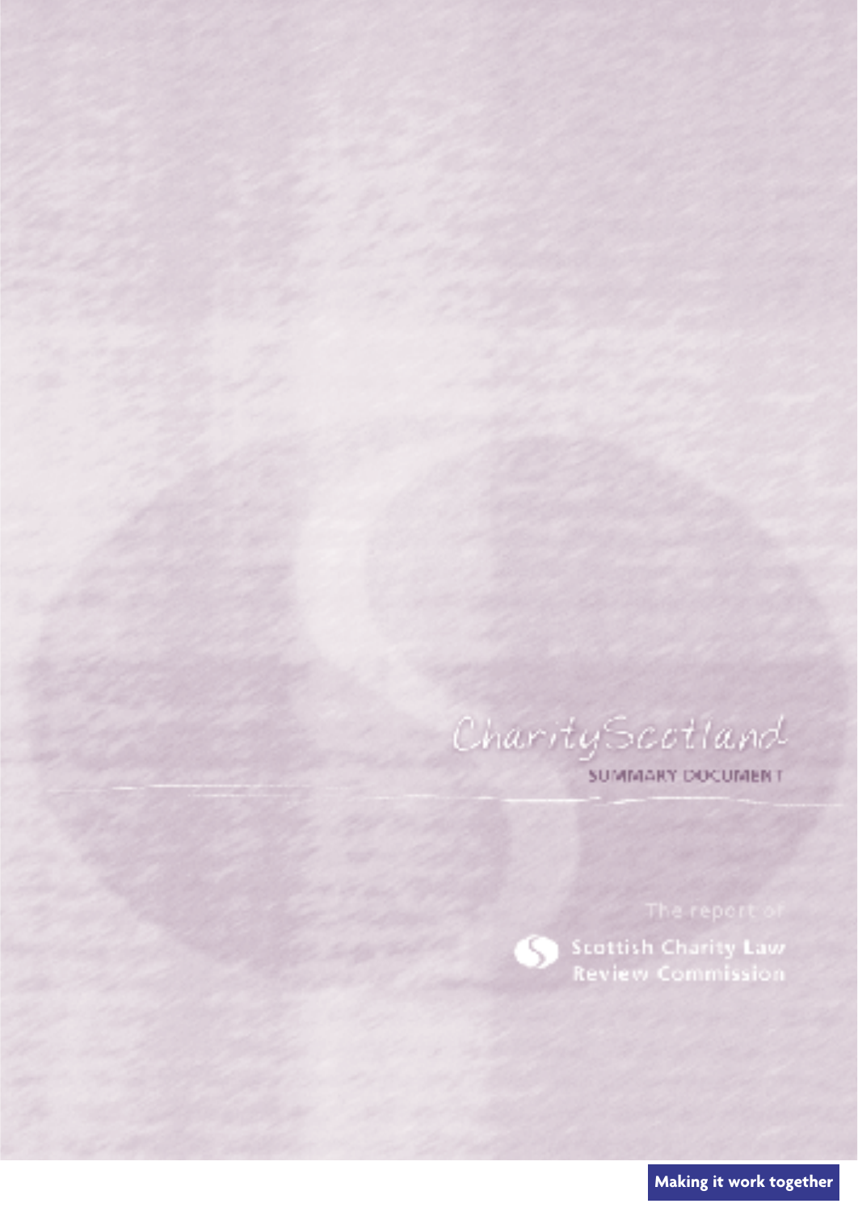# CharityScotland

SUMMARY DOCUMENT

The report of

Scottish Charity Law Review Commission

**Making it work together**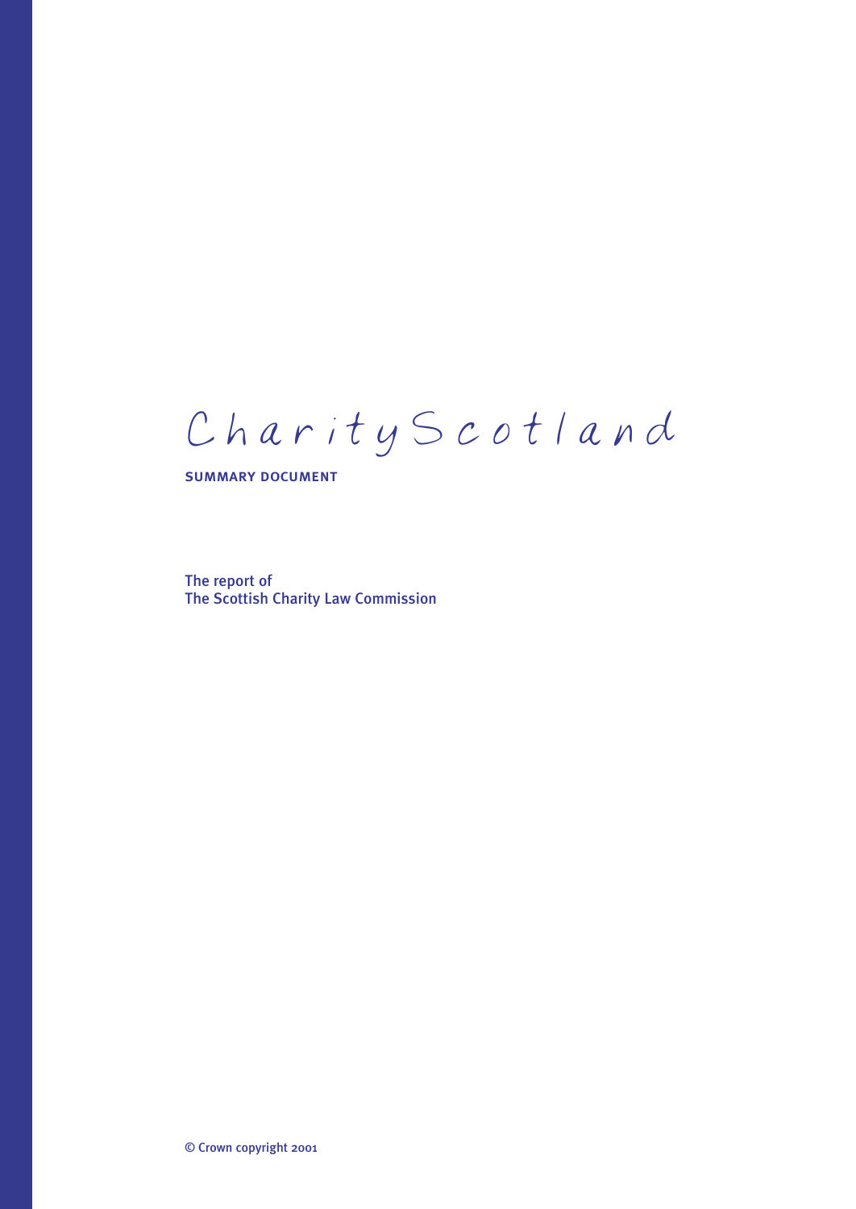# CharityScotland

**SUMMARY DOCUMENT**

The report of
The Scottish Charity Law Commission

© Crown copyright 2001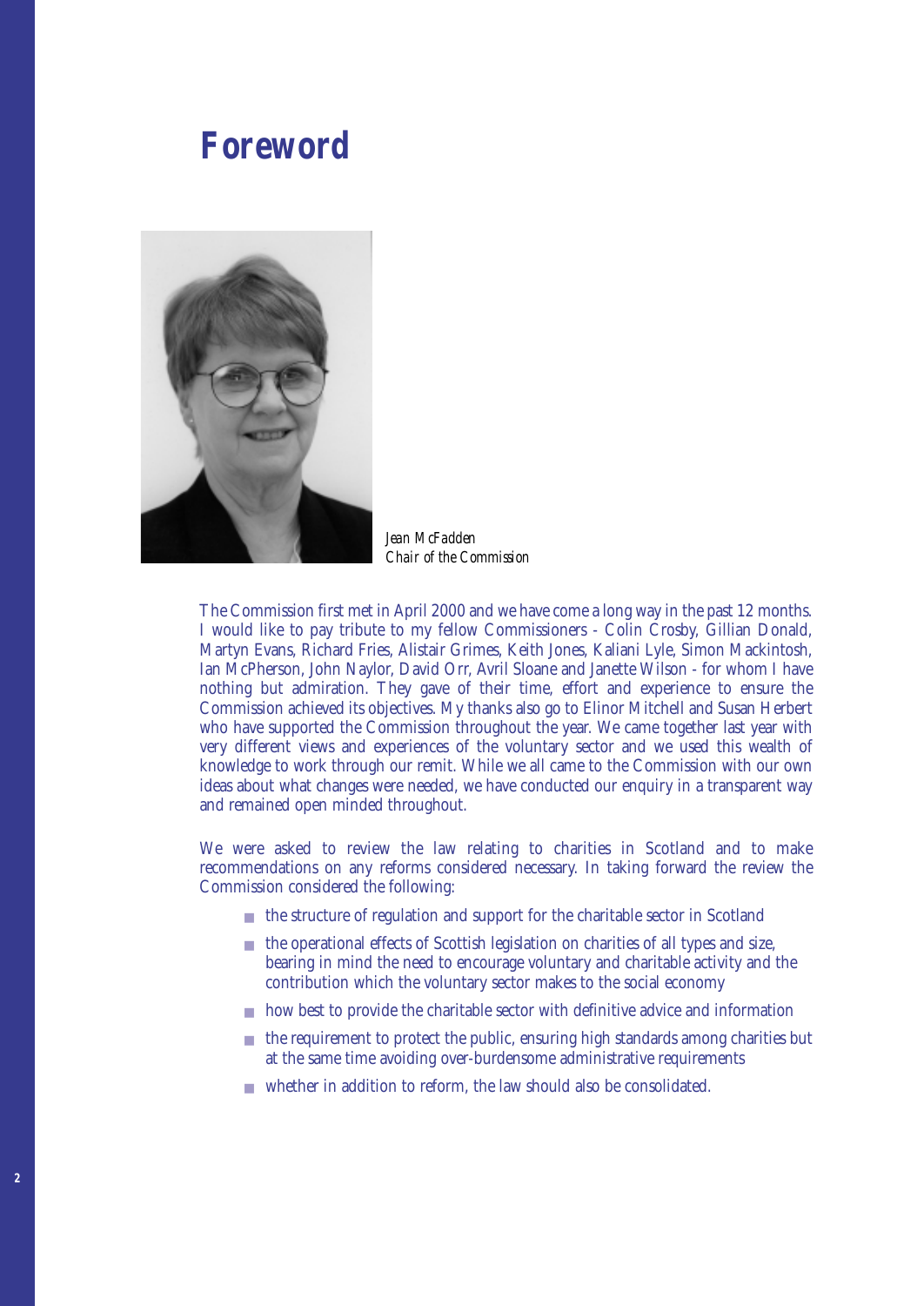# Foreword

*Jean McFadden*
*Chair of the Commission*

The Commission first met in April 2000 and we have come a long way in the past 12 months. I would like to pay tribute to my fellow Commissioners - Colin Crosby, Gillian Donald, Martyn Evans, Richard Fries, Alistair Grimes, Keith Jones, Kaliani Lyle, Simon Mackintosh, Ian McPherson, John Naylor, David Orr, Avril Sloane and Janette Wilson - for whom I have nothing but admiration. They gave of their time, effort and experience to ensure the Commission achieved its objectives. My thanks also go to Elinor Mitchell and Susan Herbert who have supported the Commission throughout the year. We came together last year with very different views and experiences of the voluntary sector and we used this wealth of knowledge to work through our remit. While we all came to the Commission with our own ideas about what changes were needed, we have conducted our enquiry in a transparent way and remained open minded throughout.

We were asked to review the law relating to charities in Scotland and to make recommendations on any reforms considered necessary. In taking forward the review the Commission considered the following:

- the structure of regulation and support for the charitable sector in Scotland
- the operational effects of Scottish legislation on charities of all types and size, bearing in mind the need to encourage voluntary and charitable activity and the contribution which the voluntary sector makes to the social economy
- how best to provide the charitable sector with definitive advice and information
- the requirement to protect the public, ensuring high standards among charities but at the same time avoiding over-burdensome administrative requirements
- whether in addition to reform, the law should also be consolidated.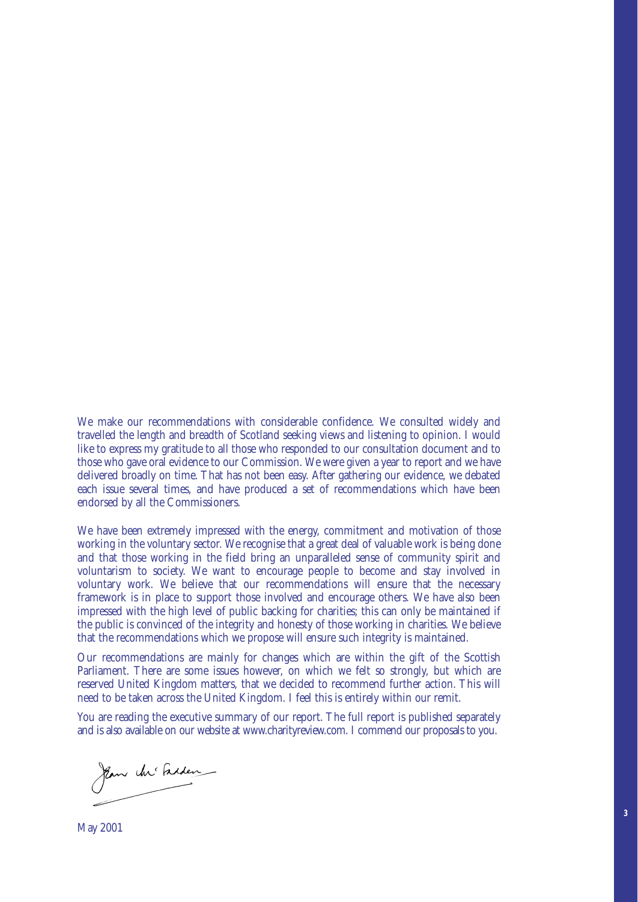We make our recommendations with considerable confidence. We consulted widely and travelled the length and breadth of Scotland seeking views and listening to opinion. I would like to express my gratitude to all those who responded to our consultation document and to those who gave oral evidence to our Commission. We were given a year to report and we have delivered broadly on time. That has not been easy. After gathering our evidence, we debated each issue several times, and have produced a set of recommendations which have been endorsed by all the Commissioners.

We have been extremely impressed with the energy, commitment and motivation of those working in the voluntary sector. We recognise that a great deal of valuable work is being done and that those working in the field bring an unparalleled sense of community spirit and voluntarism to society. We want to encourage people to become and stay involved in voluntary work. We believe that our recommendations will ensure that the necessary framework is in place to support those involved and encourage others. We have also been impressed with the high level of public backing for charities; this can only be maintained if the public is convinced of the integrity and honesty of those working in charities. We believe that the recommendations which we propose will ensure such integrity is maintained.

Our recommendations are mainly for changes which are within the gift of the Scottish Parliament. There are some issues however, on which we felt so strongly, but which are reserved United Kingdom matters, that we decided to recommend further action. This will need to be taken across the United Kingdom. I feel this is entirely within our remit.

You are reading the executive summary of our report. The full report is published separately and is also available on our website at www.charityreview.com. I commend our proposals to you.

Jean McFadden

May 2001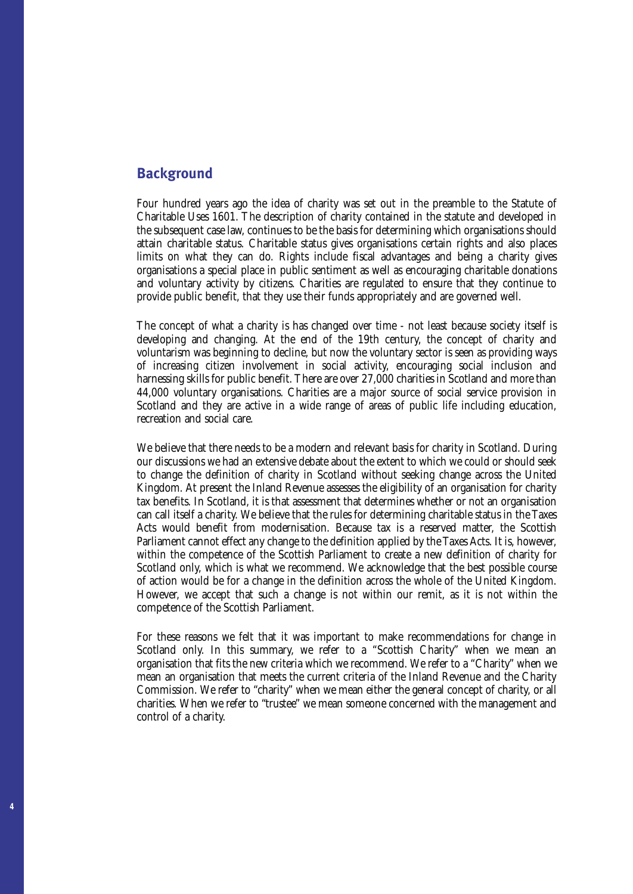## Background

Four hundred years ago the idea of charity was set out in the preamble to the Statute of Charitable Uses 1601. The description of charity contained in the statute and developed in the subsequent case law, continues to be the basis for determining which organisations should attain charitable status. Charitable status gives organisations certain rights and also places limits on what they can do. Rights include fiscal advantages and being a charity gives organisations a special place in public sentiment as well as encouraging charitable donations and voluntary activity by citizens. Charities are regulated to ensure that they continue to provide public benefit, that they use their funds appropriately and are governed well.

The concept of what a charity is has changed over time - not least because society itself is developing and changing. At the end of the 19th century, the concept of charity and voluntarism was beginning to decline, but now the voluntary sector is seen as providing ways of increasing citizen involvement in social activity, encouraging social inclusion and harnessing skills for public benefit. There are over 27,000 charities in Scotland and more than 44,000 voluntary organisations. Charities are a major source of social service provision in Scotland and they are active in a wide range of areas of public life including education, recreation and social care.

We believe that there needs to be a modern and relevant basis for charity in Scotland. During our discussions we had an extensive debate about the extent to which we could or should seek to change the definition of charity in Scotland without seeking change across the United Kingdom. At present the Inland Revenue assesses the eligibility of an organisation for charity tax benefits. In Scotland, it is that assessment that determines whether or not an organisation can call itself a charity. We believe that the rules for determining charitable status in the Taxes Acts would benefit from modernisation. Because tax is a reserved matter, the Scottish Parliament cannot effect any change to the definition applied by the Taxes Acts. It is, however, within the competence of the Scottish Parliament to create a new definition of charity for Scotland only, which is what we recommend. We acknowledge that the best possible course of action would be for a change in the definition across the whole of the United Kingdom. However, we accept that such a change is not within our remit, as it is not within the competence of the Scottish Parliament.

For these reasons we felt that it was important to make recommendations for change in Scotland only. In this summary, we refer to a "Scottish Charity" when we mean an organisation that fits the new criteria which we recommend. We refer to a "Charity" when we mean an organisation that meets the current criteria of the Inland Revenue and the Charity Commission. We refer to "charity" when we mean either the general concept of charity, or all charities. When we refer to "trustee" we mean someone concerned with the management and control of a charity.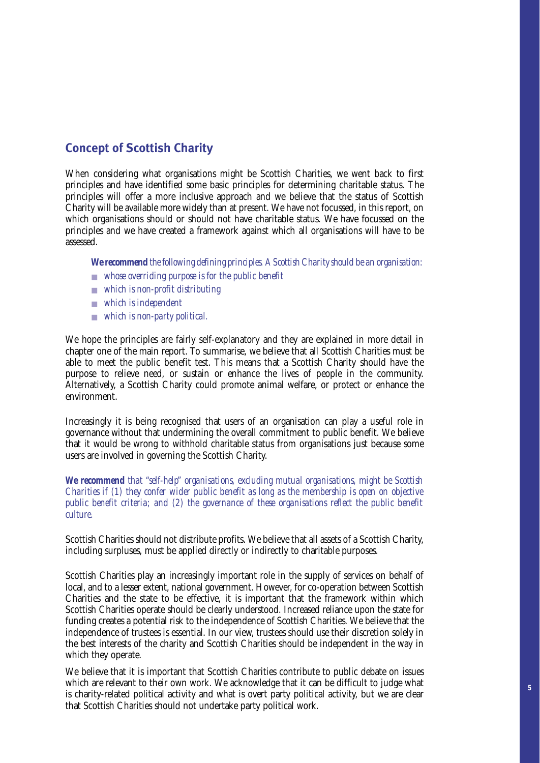## Concept of Scottish Charity

When considering what organisations might be Scottish Charities, we went back to first principles and have identified some basic principles for determining charitable status. The principles will offer a more inclusive approach and we believe that the status of Scottish Charity will be available more widely than at present. We have not focussed, in this report, on which organisations should or should not have charitable status. We have focussed on the principles and we have created a framework against which all organisations will have to be assessed.

> ***We recommend*** *the following defining principles. A Scottish Charity should be an organisation:*
>
> - *whose overriding purpose is for the public benefit*
> - *which is non-profit distributing*
> - *which is independent*
> - *which is non-party political.*

We hope the principles are fairly self-explanatory and they are explained in more detail in chapter one of the main report. To summarise, we believe that all Scottish Charities must be able to meet the public benefit test. This means that a Scottish Charity should have the purpose to relieve need, or sustain or enhance the lives of people in the community. Alternatively, a Scottish Charity could promote animal welfare, or protect or enhance the environment.

Increasingly it is being recognised that users of an organisation can play a useful role in governance without that undermining the overall commitment to public benefit. We believe that it would be wrong to withhold charitable status from organisations just because some users are involved in governing the Scottish Charity.

***We recommend*** *that "self-help" organisations, excluding mutual organisations, might be Scottish Charities if (1) they confer wider public benefit as long as the membership is open on objective public benefit criteria; and (2) the governance of these organisations reflect the public benefit culture.*

Scottish Charities should not distribute profits. We believe that all assets of a Scottish Charity, including surpluses, must be applied directly or indirectly to charitable purposes.

Scottish Charities play an increasingly important role in the supply of services on behalf of local, and to a lesser extent, national government. However, for co-operation between Scottish Charities and the state to be effective, it is important that the framework within which Scottish Charities operate should be clearly understood. Increased reliance upon the state for funding creates a potential risk to the independence of Scottish Charities. We believe that the independence of trustees is essential. In our view, trustees should use their discretion solely in the best interests of the charity and Scottish Charities should be independent in the way in which they operate.

We believe that it is important that Scottish Charities contribute to public debate on issues which are relevant to their own work. We acknowledge that it can be difficult to judge what is charity-related political activity and what is overt party political activity, but we are clear that Scottish Charities should not undertake party political work.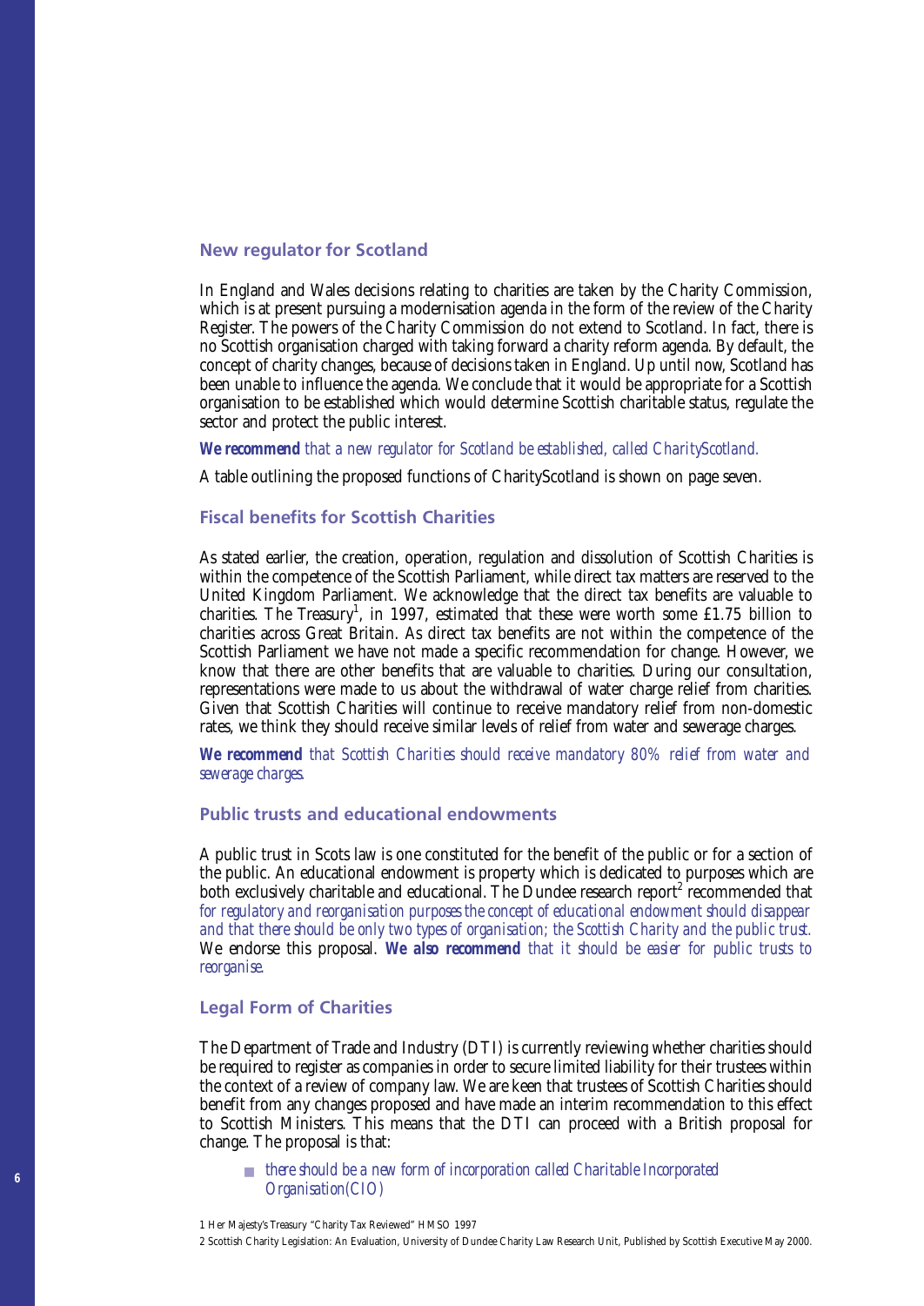## New regulator for Scotland

In England and Wales decisions relating to charities are taken by the Charity Commission, which is at present pursuing a modernisation agenda in the form of the review of the Charity Register. The powers of the Charity Commission do not extend to Scotland. In fact, there is no Scottish organisation charged with taking forward a charity reform agenda. By default, the concept of charity changes, because of decisions taken in England. Up until now, Scotland has been unable to influence the agenda. We conclude that it would be appropriate for a Scottish organisation to be established which would determine Scottish charitable status, regulate the sector and protect the public interest.

***We recommend*** *that a new regulator for Scotland be established, called CharityScotland.*

A table outlining the proposed functions of CharityScotland is shown on page seven.

## Fiscal benefits for Scottish Charities

As stated earlier, the creation, operation, regulation and dissolution of Scottish Charities is within the competence of the Scottish Parliament, while direct tax matters are reserved to the United Kingdom Parliament. We acknowledge that the direct tax benefits are valuable to charities. The Treasury[1], in 1997, estimated that these were worth some £1.75 billion to charities across Great Britain. As direct tax benefits are not within the competence of the Scottish Parliament we have not made a specific recommendation for change. However, we know that there are other benefits that are valuable to charities. During our consultation, representations were made to us about the withdrawal of water charge relief from charities. Given that Scottish Charities will continue to receive mandatory relief from non-domestic rates, we think they should receive similar levels of relief from water and sewerage charges.

***We recommend*** *that Scottish Charities should receive mandatory 80% relief from water and sewerage charges.*

## Public trusts and educational endowments

A public trust in Scots law is one constituted for the benefit of the public or for a section of the public. An educational endowment is property which is dedicated to purposes which are both exclusively charitable and educational. The Dundee research report[2] recommended that *for regulatory and reorganisation purposes the concept of educational endowment should disappear and that there should be only two types of organisation; the Scottish Charity and the public trust.* We endorse this proposal. ***We also recommend*** *that it should be easier for public trusts to reorganise.*

## Legal Form of Charities

The Department of Trade and Industry (DTI) is currently reviewing whether charities should be required to register as companies in order to secure limited liability for their trustees within the context of a review of company law. We are keen that trustees of Scottish Charities should benefit from any changes proposed and have made an interim recommendation to this effect to Scottish Ministers. This means that the DTI can proceed with a British proposal for change. The proposal is that:

- *there should be a new form of incorporation called Charitable Incorporated Organisation(CIO)*

1 Her Majesty's Treasury "Charity Tax Reviewed" HMSO 1997

2 Scottish Charity Legislation: An Evaluation, University of Dundee Charity Law Research Unit, Published by Scottish Executive May 2000.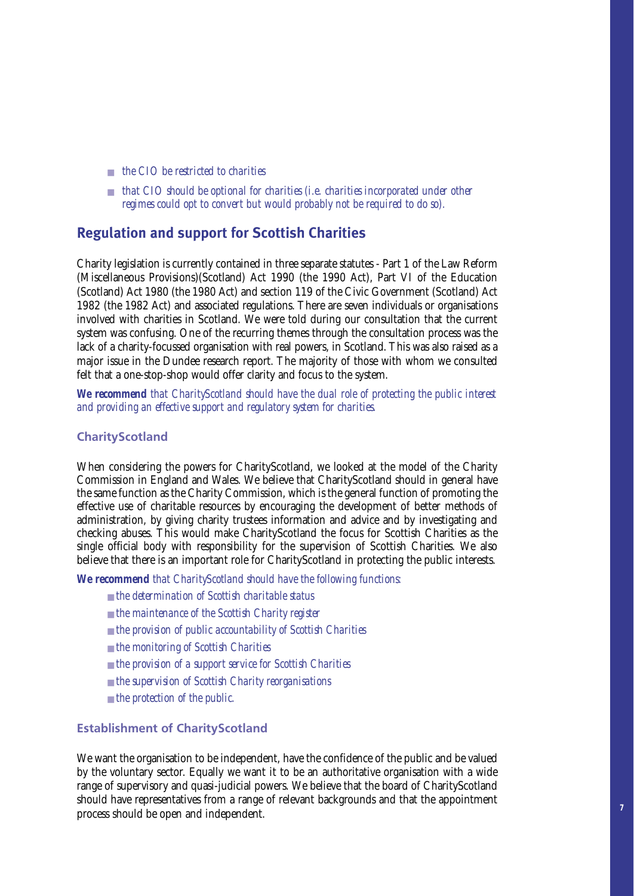- *the CIO be restricted to charities*
- *that CIO should be optional for charities (i.e. charities incorporated under other regimes could opt to convert but would probably not be required to do so).*

## Regulation and support for Scottish Charities

Charity legislation is currently contained in three separate statutes - Part 1 of the Law Reform (Miscellaneous Provisions)(Scotland) Act 1990 (the 1990 Act), Part VI of the Education (Scotland) Act 1980 (the 1980 Act) and section 119 of the Civic Government (Scotland) Act 1982 (the 1982 Act) and associated regulations. There are seven individuals or organisations involved with charities in Scotland. We were told during our consultation that the current system was confusing. One of the recurring themes through the consultation process was the lack of a charity-focussed organisation with real powers, in Scotland. This was also raised as a major issue in the Dundee research report. The majority of those with whom we consulted felt that a one-stop-shop would offer clarity and focus to the system.

***We recommend*** *that CharityScotland should have the dual role of protecting the public interest and providing an effective support and regulatory system for charities.*

### CharityScotland

When considering the powers for CharityScotland, we looked at the model of the Charity Commission in England and Wales. We believe that CharityScotland should in general have the same function as the Charity Commission, which is the general function of promoting the effective use of charitable resources by encouraging the development of better methods of administration, by giving charity trustees information and advice and by investigating and checking abuses. This would make CharityScotland the focus for Scottish Charities as the single official body with responsibility for the supervision of Scottish Charities. We also believe that there is an important role for CharityScotland in protecting the public interests.

***We recommend*** *that CharityScotland should have the following functions:*

- *the determination of Scottish charitable status*
- *the maintenance of the Scottish Charity register*
- *the provision of public accountability of Scottish Charities*
- *the monitoring of Scottish Charities*
- *the provision of a support service for Scottish Charities*
- *the supervision of Scottish Charity reorganisations*
- *the protection of the public.*

### Establishment of CharityScotland

We want the organisation to be independent, have the confidence of the public and be valued by the voluntary sector. Equally we want it to be an authoritative organisation with a wide range of supervisory and quasi-judicial powers. We believe that the board of CharityScotland should have representatives from a range of relevant backgrounds and that the appointment process should be open and independent.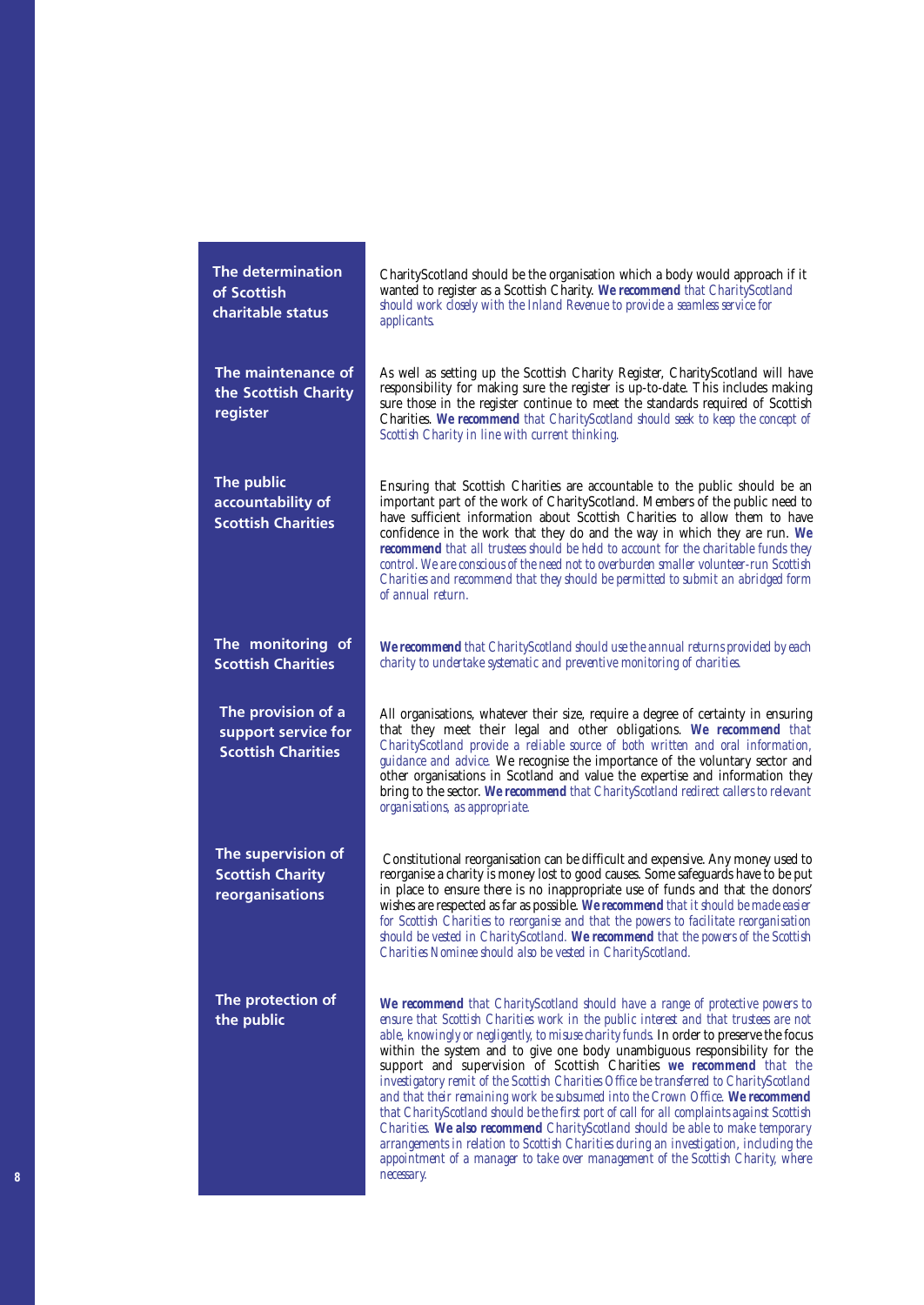### The determination of Scottish charitable status

CharityScotland should be the organisation which a body would approach if it wanted to register as a Scottish Charity. ***We recommend*** *that CharityScotland should work closely with the Inland Revenue to provide a seamless service for applicants.*

### The maintenance of the Scottish Charity register

As well as setting up the Scottish Charity Register, CharityScotland will have responsibility for making sure the register is up-to-date. This includes making sure those in the register continue to meet the standards required of Scottish Charities. ***We recommend*** *that CharityScotland should seek to keep the concept of Scottish Charity in line with current thinking.*

### The public accountability of Scottish Charities

Ensuring that Scottish Charities are accountable to the public should be an important part of the work of CharityScotland. Members of the public need to have sufficient information about Scottish Charities to allow them to have confidence in the work that they do and the way in which they are run. ***We recommend*** *that all trustees should be held to account for the charitable funds they control. We are conscious of the need not to overburden smaller volunteer-run Scottish Charities and recommend that they should be permitted to submit an abridged form of annual return.*

### The monitoring of Scottish Charities

***We recommend*** *that CharityScotland should use the annual returns provided by each charity to undertake systematic and preventive monitoring of charities.*

### The provision of a support service for Scottish Charities

All organisations, whatever their size, require a degree of certainty in ensuring that they meet their legal and other obligations. ***We recommend*** *that CharityScotland provide a reliable source of both written and oral information, guidance and advice.* We recognise the importance of the voluntary sector and other organisations in Scotland and value the expertise and information they bring to the sector. ***We recommend*** *that CharityScotland redirect callers to relevant organisations, as appropriate.*

### The supervision of Scottish Charity reorganisations

Constitutional reorganisation can be difficult and expensive. Any money used to reorganise a charity is money lost to good causes. Some safeguards have to be put in place to ensure there is no inappropriate use of funds and that the donors' wishes are respected as far as possible. ***We recommend*** *that it should be made easier for Scottish Charities to reorganise and that the powers to facilitate reorganisation should be vested in CharityScotland.* ***We recommend*** *that the powers of the Scottish Charities Nominee should also be vested in CharityScotland.*

### The protection of the public

***We recommend*** *that CharityScotland should have a range of protective powers to ensure that Scottish Charities work in the public interest and that trustees are not able, knowingly or negligently, to misuse charity funds.* In order to preserve the focus within the system and to give one body unambiguous responsibility for the support and supervision of Scottish Charities ***we recommend*** *that the investigatory remit of the Scottish Charities Office be transferred to CharityScotland and that their remaining work be subsumed into the Crown Office.* ***We recommend*** *that CharityScotland should be the first port of call for all complaints against Scottish Charities.* ***We also recommend*** *CharityScotland should be able to make temporary arrangements in relation to Scottish Charities during an investigation, including the appointment of a manager to take over management of the Scottish Charity, where necessary.*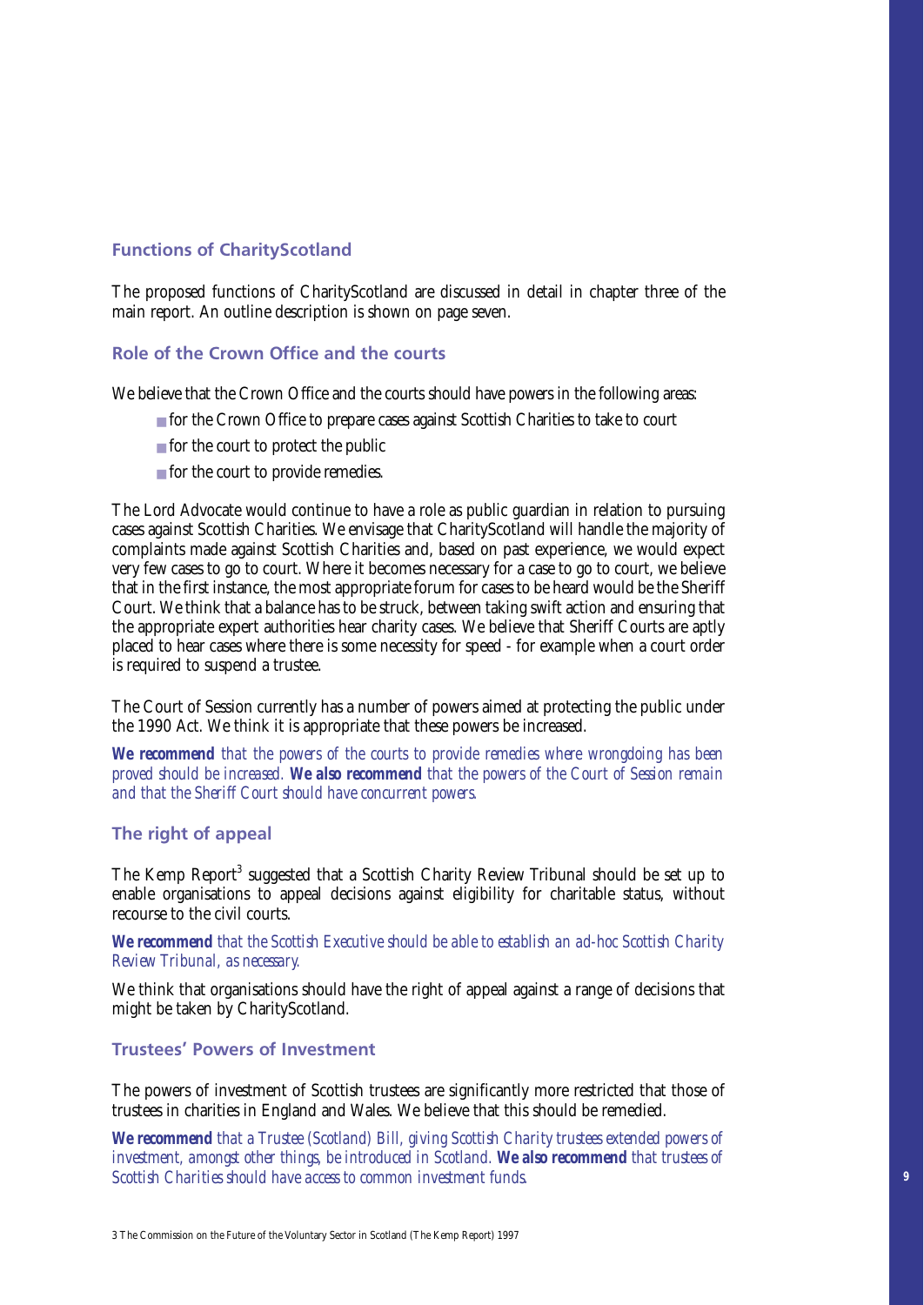## Functions of CharityScotland

The proposed functions of CharityScotland are discussed in detail in chapter three of the main report. An outline description is shown on page seven.

## Role of the Crown Office and the courts

We believe that the Crown Office and the courts should have powers in the following areas:

- for the Crown Office to prepare cases against Scottish Charities to take to court
- for the court to protect the public
- for the court to provide remedies.

The Lord Advocate would continue to have a role as public guardian in relation to pursuing cases against Scottish Charities. We envisage that CharityScotland will handle the majority of complaints made against Scottish Charities and, based on past experience, we would expect very few cases to go to court. Where it becomes necessary for a case to go to court, we believe that in the first instance, the most appropriate forum for cases to be heard would be the Sheriff Court. We think that a balance has to be struck, between taking swift action and ensuring that the appropriate expert authorities hear charity cases. We believe that Sheriff Courts are aptly placed to hear cases where there is some necessity for speed - for example when a court order is required to suspend a trustee.

The Court of Session currently has a number of powers aimed at protecting the public under the 1990 Act. We think it is appropriate that these powers be increased.

***We recommend*** *that the powers of the courts to provide remedies where wrongdoing has been proved should be increased.* ***We also recommend*** *that the powers of the Court of Session remain and that the Sheriff Court should have concurrent powers.*

## The right of appeal

The Kemp Report[3] suggested that a Scottish Charity Review Tribunal should be set up to enable organisations to appeal decisions against eligibility for charitable status, without recourse to the civil courts.

***We recommend*** *that the Scottish Executive should be able to establish an ad-hoc Scottish Charity Review Tribunal, as necessary.*

We think that organisations should have the right of appeal against a range of decisions that might be taken by CharityScotland.

## Trustees' Powers of Investment

The powers of investment of Scottish trustees are significantly more restricted that those of trustees in charities in England and Wales. We believe that this should be remedied.

***We recommend*** *that a Trustee (Scotland) Bill, giving Scottish Charity trustees extended powers of investment, amongst other things, be introduced in Scotland.* ***We also recommend*** *that trustees of Scottish Charities should have access to common investment funds.*

3 The Commission on the Future of the Voluntary Sector in Scotland (The Kemp Report) 1997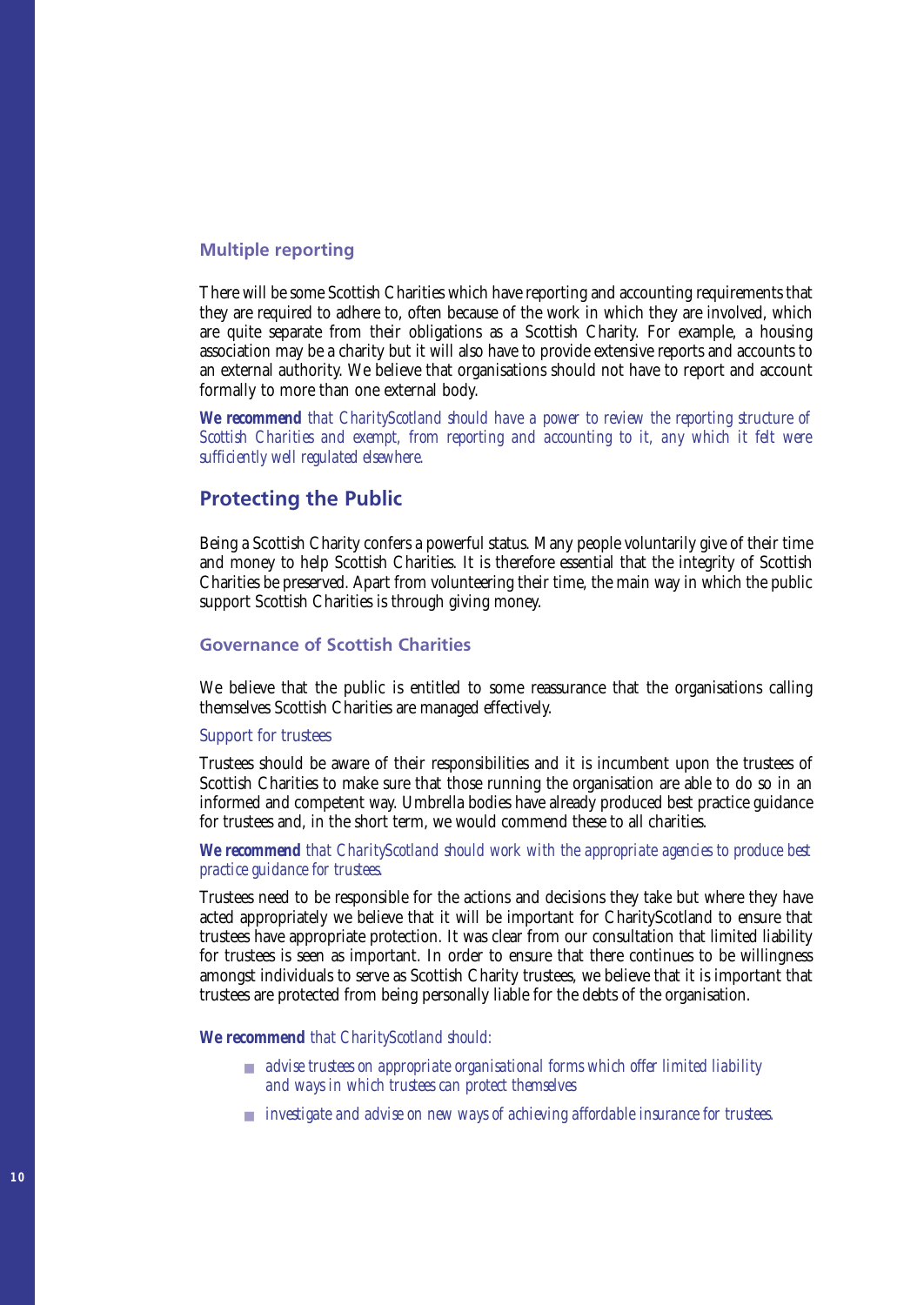### Multiple reporting

There will be some Scottish Charities which have reporting and accounting requirements that they are required to adhere to, often because of the work in which they are involved, which are quite separate from their obligations as a Scottish Charity. For example, a housing association may be a charity but it will also have to provide extensive reports and accounts to an external authority. We believe that organisations should not have to report and account formally to more than one external body.

***We recommend*** *that CharityScotland should have a power to review the reporting structure of Scottish Charities and exempt, from reporting and accounting to it, any which it felt were sufficiently well regulated elsewhere.*

## Protecting the Public

Being a Scottish Charity confers a powerful status. Many people voluntarily give of their time and money to help Scottish Charities. It is therefore essential that the integrity of Scottish Charities be preserved. Apart from volunteering their time, the main way in which the public support Scottish Charities is through giving money.

### Governance of Scottish Charities

We believe that the public is entitled to some reassurance that the organisations calling themselves Scottish Charities are managed effectively.

#### Support for trustees

Trustees should be aware of their responsibilities and it is incumbent upon the trustees of Scottish Charities to make sure that those running the organisation are able to do so in an informed and competent way. Umbrella bodies have already produced best practice guidance for trustees and, in the short term, we would commend these to all charities.

***We recommend*** *that CharityScotland should work with the appropriate agencies to produce best practice guidance for trustees.*

Trustees need to be responsible for the actions and decisions they take but where they have acted appropriately we believe that it will be important for CharityScotland to ensure that trustees have appropriate protection. It was clear from our consultation that limited liability for trustees is seen as important. In order to ensure that there continues to be willingness amongst individuals to serve as Scottish Charity trustees, we believe that it is important that trustees are protected from being personally liable for the debts of the organisation.

***We recommend*** *that CharityScotland should:*

- *advise trustees on appropriate organisational forms which offer limited liability and ways in which trustees can protect themselves*
- *investigate and advise on new ways of achieving affordable insurance for trustees.*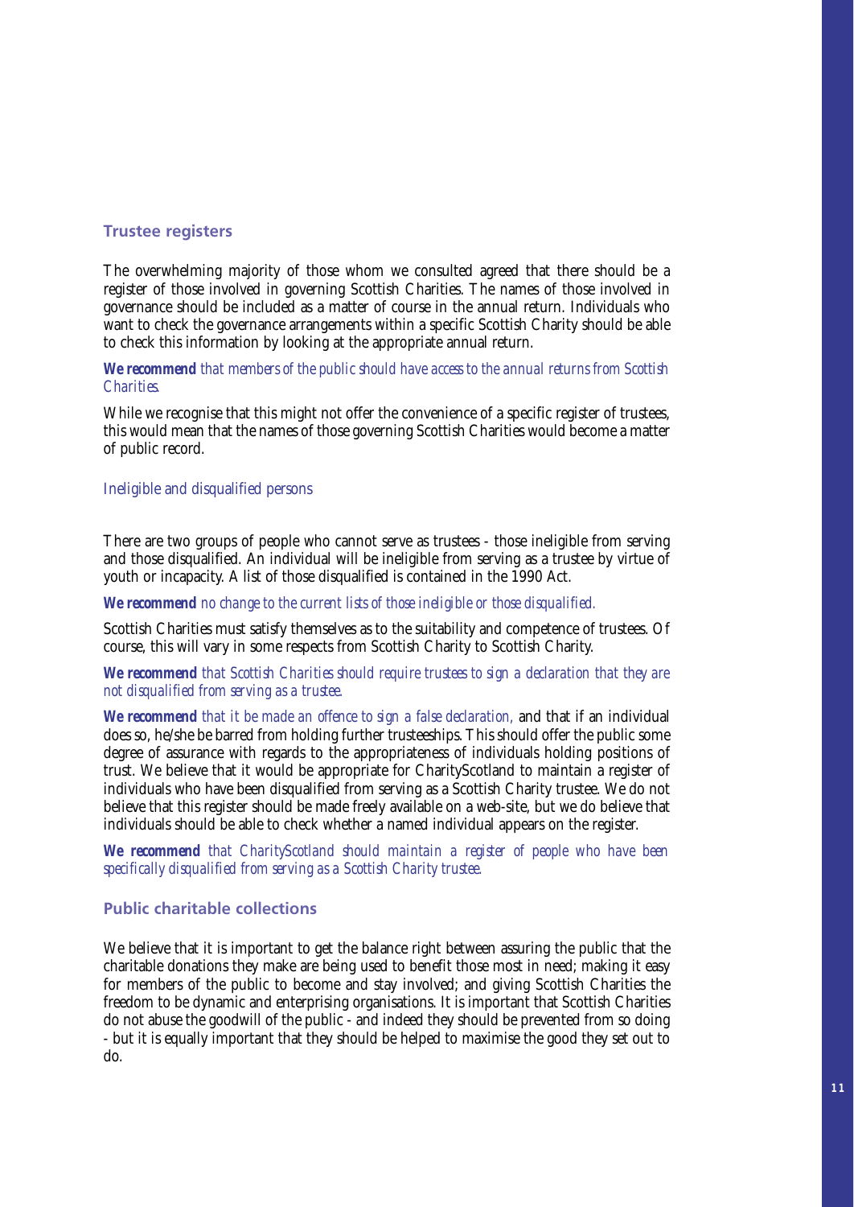## Trustee registers

The overwhelming majority of those whom we consulted agreed that there should be a register of those involved in governing Scottish Charities. The names of those involved in governance should be included as a matter of course in the annual return. Individuals who want to check the governance arrangements within a specific Scottish Charity should be able to check this information by looking at the appropriate annual return.

***We recommend*** *that members of the public should have access to the annual returns from Scottish Charities.*

While we recognise that this might not offer the convenience of a specific register of trustees, this would mean that the names of those governing Scottish Charities would become a matter of public record.

### Ineligible and disqualified persons

There are two groups of people who cannot serve as trustees - those ineligible from serving and those disqualified. An individual will be ineligible from serving as a trustee by virtue of youth or incapacity. A list of those disqualified is contained in the 1990 Act.

***We recommend*** *no change to the current lists of those ineligible or those disqualified.*

Scottish Charities must satisfy themselves as to the suitability and competence of trustees. Of course, this will vary in some respects from Scottish Charity to Scottish Charity.

***We recommend*** *that Scottish Charities should require trustees to sign a declaration that they are not disqualified from serving as a trustee.*

***We recommend*** *that it be made an offence to sign a false declaration,* and that if an individual does so, he/she be barred from holding further trusteeships. This should offer the public some degree of assurance with regards to the appropriateness of individuals holding positions of trust. We believe that it would be appropriate for CharityScotland to maintain a register of individuals who have been disqualified from serving as a Scottish Charity trustee. We do not believe that this register should be made freely available on a web-site, but we do believe that individuals should be able to check whether a named individual appears on the register.

***We recommend*** *that CharityScotland should maintain a register of people who have been specifically disqualified from serving as a Scottish Charity trustee.*

## Public charitable collections

We believe that it is important to get the balance right between assuring the public that the charitable donations they make are being used to benefit those most in need; making it easy for members of the public to become and stay involved; and giving Scottish Charities the freedom to be dynamic and enterprising organisations. It is important that Scottish Charities do not abuse the goodwill of the public - and indeed they should be prevented from so doing - but it is equally important that they should be helped to maximise the good they set out to do.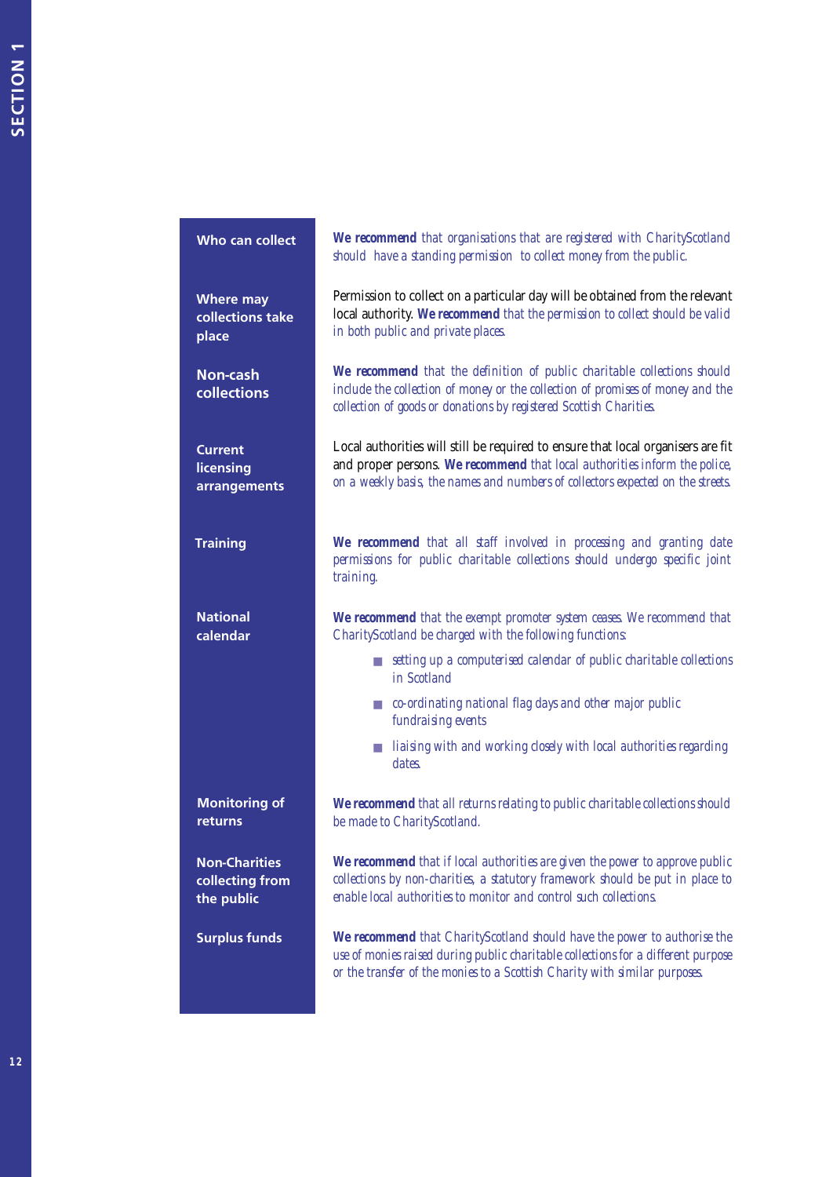**Who can collect**

***We recommend*** *that organisations that are registered with CharityScotland should have a standing permission to collect money from the public.*

**Where may collections take place**

Permission to collect on a particular day will be obtained from the relevant local authority. ***We recommend*** *that the permission to collect should be valid in both public and private places.*

**Non-cash collections**

***We recommend*** *that the definition of public charitable collections should include the collection of money or the collection of promises of money and the collection of goods or donations by registered Scottish Charities.*

**Current licensing arrangements**

Local authorities will still be required to ensure that local organisers are fit and proper persons. ***We recommend*** *that local authorities inform the police, on a weekly basis, the names and numbers of collectors expected on the streets.*

**Training**

***We recommend*** *that all staff involved in processing and granting date permissions for public charitable collections should undergo specific joint training.*

**National calendar**

***We recommend*** *that the exempt promoter system ceases. We recommend that CharityScotland be charged with the following functions:*

- *setting up a computerised calendar of public charitable collections in Scotland*
- *co-ordinating national flag days and other major public fundraising events*
- *liaising with and working closely with local authorities regarding dates.*

**Monitoring of returns**

***We recommend*** *that all returns relating to public charitable collections should be made to CharityScotland.*

**Non-Charities collecting from the public**

***We recommend*** *that if local authorities are given the power to approve public collections by non-charities, a statutory framework should be put in place to enable local authorities to monitor and control such collections.*

**Surplus funds**

***We recommend*** *that CharityScotland should have the power to authorise the use of monies raised during public charitable collections for a different purpose or the transfer of the monies to a Scottish Charity with similar purposes.*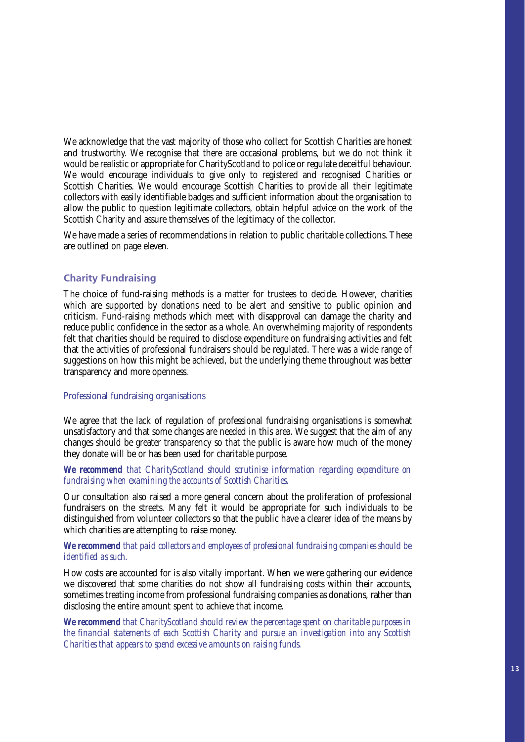We acknowledge that the vast majority of those who collect for Scottish Charities are honest and trustworthy. We recognise that there are occasional problems, but we do not think it would be realistic or appropriate for CharityScotland to police or regulate deceitful behaviour. We would encourage individuals to give only to registered and recognised Charities or Scottish Charities. We would encourage Scottish Charities to provide all their legitimate collectors with easily identifiable badges and sufficient information about the organisation to allow the public to question legitimate collectors, obtain helpful advice on the work of the Scottish Charity and assure themselves of the legitimacy of the collector.

We have made a series of recommendations in relation to public charitable collections. These are outlined on page eleven.

## Charity Fundraising

The choice of fund-raising methods is a matter for trustees to decide. However, charities which are supported by donations need to be alert and sensitive to public opinion and criticism. Fund-raising methods which meet with disapproval can damage the charity and reduce public confidence in the sector as a whole. An overwhelming majority of respondents felt that charities should be required to disclose expenditure on fundraising activities and felt that the activities of professional fundraisers should be regulated. There was a wide range of suggestions on how this might be achieved, but the underlying theme throughout was better transparency and more openness.

### Professional fundraising organisations

We agree that the lack of regulation of professional fundraising organisations is somewhat unsatisfactory and that some changes are needed in this area. We suggest that the aim of any changes should be greater transparency so that the public is aware how much of the money they donate will be or has been used for charitable purpose.

***We recommend*** *that CharityScotland should scrutinise information regarding expenditure on fundraising when examining the accounts of Scottish Charities.*

Our consultation also raised a more general concern about the proliferation of professional fundraisers on the streets. Many felt it would be appropriate for such individuals to be distinguished from volunteer collectors so that the public have a clearer idea of the means by which charities are attempting to raise money.

***We recommend*** *that paid collectors and employees of professional fundraising companies should be identified as such.*

How costs are accounted for is also vitally important. When we were gathering our evidence we discovered that some charities do not show all fundraising costs within their accounts, sometimes treating income from professional fundraising companies as donations, rather than disclosing the entire amount spent to achieve that income.

***We recommend*** *that CharityScotland should review the percentage spent on charitable purposes in the financial statements of each Scottish Charity and pursue an investigation into any Scottish Charities that appears to spend excessive amounts on raising funds.*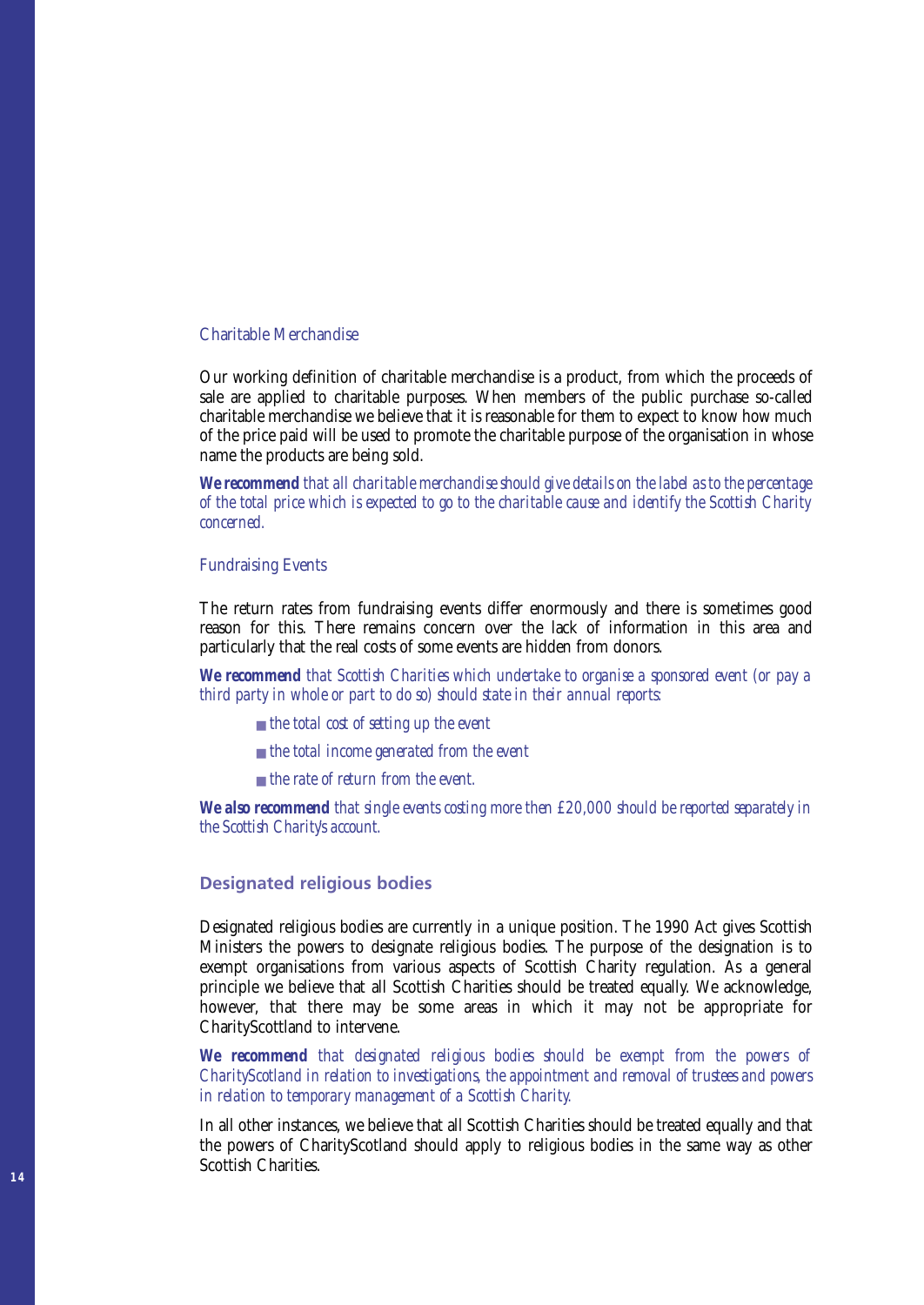### Charitable Merchandise

Our working definition of charitable merchandise is a product, from which the proceeds of sale are applied to charitable purposes. When members of the public purchase so-called charitable merchandise we believe that it is reasonable for them to expect to know how much of the price paid will be used to promote the charitable purpose of the organisation in whose name the products are being sold.

***We recommend*** *that all charitable merchandise should give details on the label as to the percentage of the total price which is expected to go to the charitable cause and identify the Scottish Charity concerned.*

### Fundraising Events

The return rates from fundraising events differ enormously and there is sometimes good reason for this. There remains concern over the lack of information in this area and particularly that the real costs of some events are hidden from donors.

***We recommend*** *that Scottish Charities which undertake to organise a sponsored event (or pay a third party in whole or part to do so) should state in their annual reports:*

- *the total cost of setting up the event*
- *the total income generated from the event*
- *the rate of return from the event.*

***We also recommend*** *that single events costing more then £20,000 should be reported separately in the Scottish Charity's account.*

## Designated religious bodies

Designated religious bodies are currently in a unique position. The 1990 Act gives Scottish Ministers the powers to designate religious bodies. The purpose of the designation is to exempt organisations from various aspects of Scottish Charity regulation. As a general principle we believe that all Scottish Charities should be treated equally. We acknowledge, however, that there may be some areas in which it may not be appropriate for CharityScotland to intervene.

***We recommend*** *that designated religious bodies should be exempt from the powers of CharityScotland in relation to investigations, the appointment and removal of trustees and powers in relation to temporary management of a Scottish Charity.*

In all other instances, we believe that all Scottish Charities should be treated equally and that the powers of CharityScotland should apply to religious bodies in the same way as other Scottish Charities.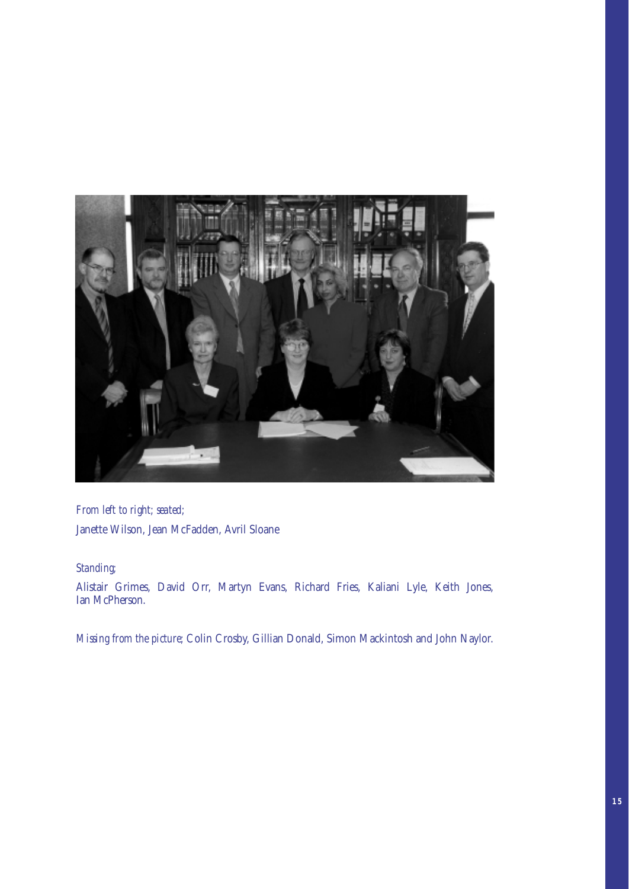*From left to right; seated;*

Janette Wilson, Jean McFadden, Avril Sloane

*Standing;*

Alistair Grimes, David Orr, Martyn Evans, Richard Fries, Kaliani Lyle, Keith Jones, Ian McPherson.

*Missing from the picture;* Colin Crosby, Gillian Donald, Simon Mackintosh and John Naylor.